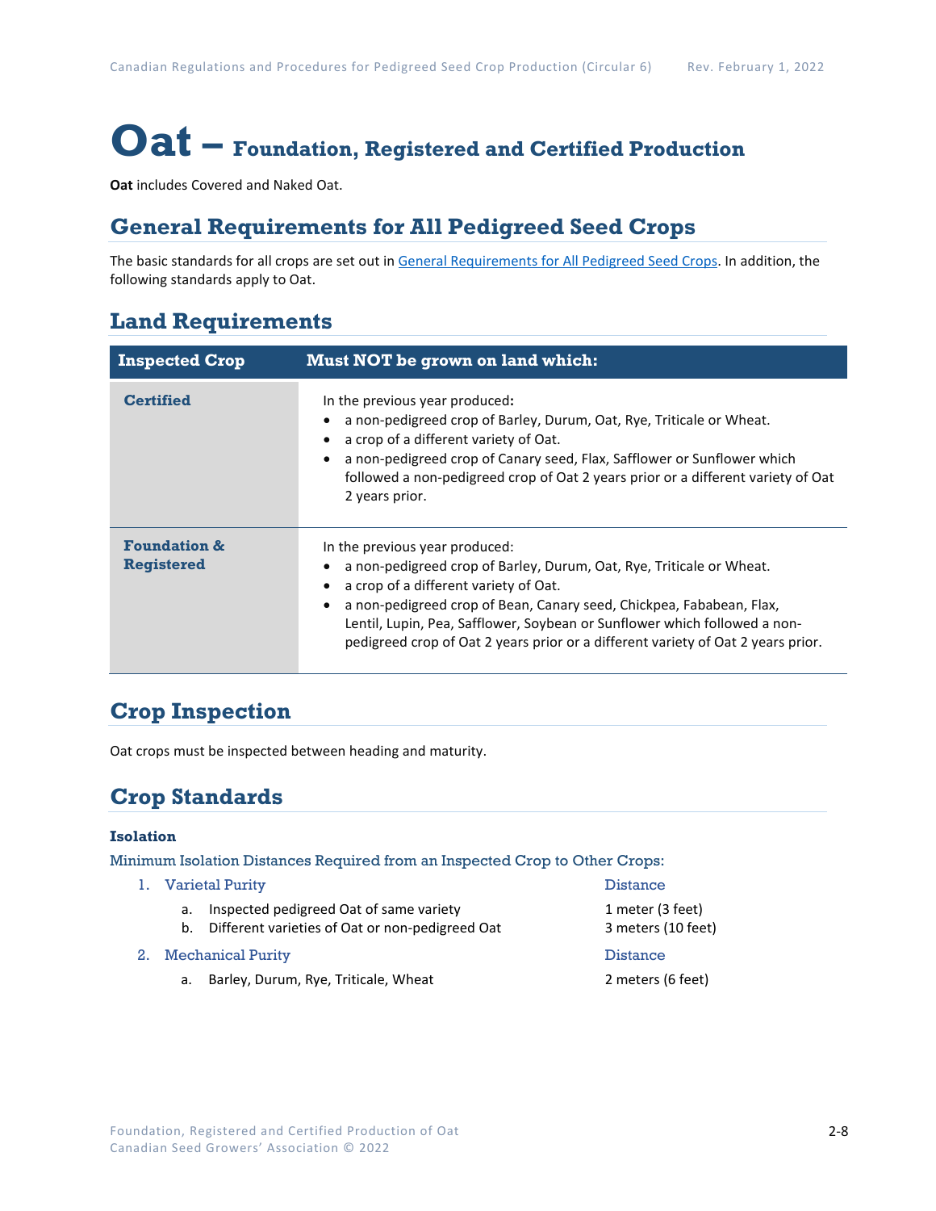# Oat – Foundation, Registered and Certified Production

**Oat** includes Covered and Naked Oat.

## General Requirements for All Pedigreed Seed Crops

The basic standards for all crops are set out in General Requirements for All Pedigreed Seed Crops. In addition, the following standards apply to Oat.

## Land Requirements

| Inspected Crop | Must NOT be grown on land which: |
|---|---|
| **Certified** | In the previous year produced:<br>• a non-pedigreed crop of Barley, Durum, Oat, Rye, Triticale or Wheat.<br>• a crop of a different variety of Oat.<br>• a non-pedigreed crop of Canary seed, Flax, Safflower or Sunflower which followed a non-pedigreed crop of Oat 2 years prior or a different variety of Oat 2 years prior. |
| **Foundation & Registered** | In the previous year produced:<br>• a non-pedigreed crop of Barley, Durum, Oat, Rye, Triticale or Wheat.<br>• a crop of a different variety of Oat.<br>• a non-pedigreed crop of Bean, Canary seed, Chickpea, Fababean, Flax, Lentil, Lupin, Pea, Safflower, Soybean or Sunflower which followed a non-pedigreed crop of Oat 2 years prior or a different variety of Oat 2 years prior. |

## Crop Inspection

Oat crops must be inspected between heading and maturity.

## Crop Standards

### Isolation

Minimum Isolation Distances Required from an Inspected Crop to Other Crops:

| | Distance |
|---|---|
| **1. Varietal Purity** | |
| a. Inspected pedigreed Oat of same variety | 1 meter (3 feet) |
| b. Different varieties of Oat or non-pedigreed Oat | 3 meters (10 feet) |
| **2. Mechanical Purity** | |
| a. Barley, Durum, Rye, Triticale, Wheat | 2 meters (6 feet) |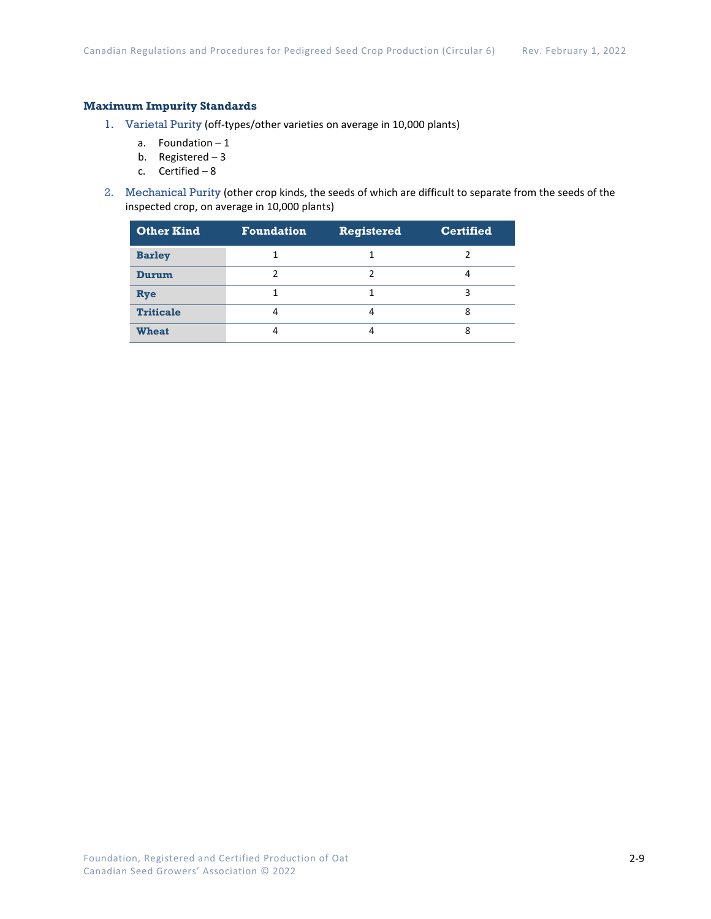### Maximum Impurity Standards

1. Varietal Purity (off-types/other varieties on average in 10,000 plants)
   a. Foundation – 1
   b. Registered – 3
   c. Certified – 8

2. Mechanical Purity (other crop kinds, the seeds of which are difficult to separate from the seeds of the inspected crop, on average in 10,000 plants)

| Other Kind | Foundation | Registered | Certified |
|---|---|---|---|
| **Barley** | 1 | 1 | 2 |
| **Durum** | 2 | 2 | 4 |
| **Rye** | 1 | 1 | 3 |
| **Triticale** | 4 | 4 | 8 |
| **Wheat** | 4 | 4 | 8 |